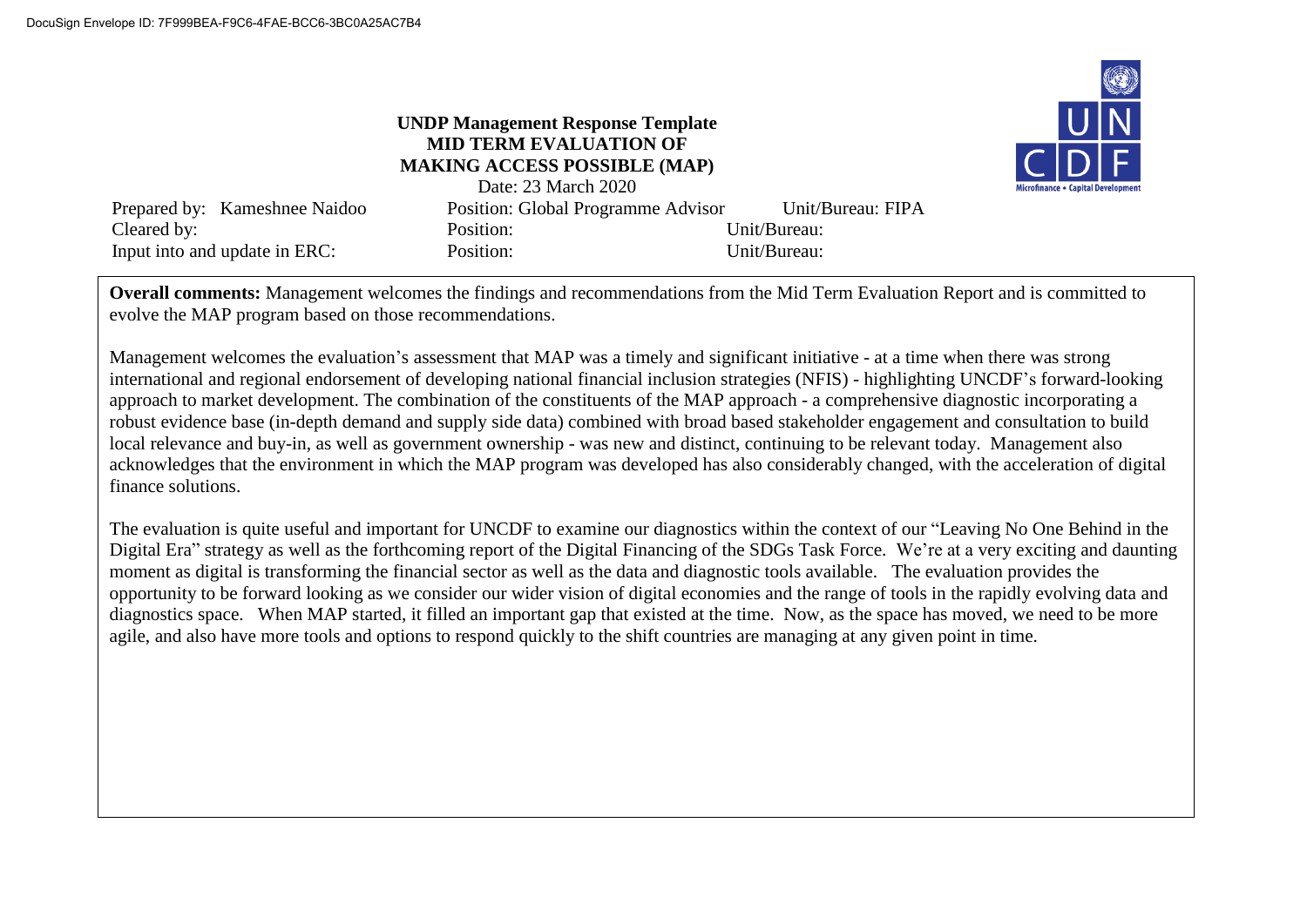DocuSign Envelope ID: 7F999BEA-F9C6-4FAE-BCC6-3BC0A25AC7B4

# UNDP Management Response Template
## MID TERM EVALUATION OF MAKING ACCESS POSSIBLE (MAP)

Date: 23 March 2020

| | | |
|---|---|---|
| Prepared by: Kameshnee Naidoo | Position: Global Programme Advisor | Unit/Bureau: FIPA |
| Cleared by: | Position: | Unit/Bureau: |
| Input into and update in ERC: | Position: | Unit/Bureau: |

**Overall comments:** Management welcomes the findings and recommendations from the Mid Term Evaluation Report and is committed to evolve the MAP program based on those recommendations.

Management welcomes the evaluation's assessment that MAP was a timely and significant initiative - at a time when there was strong international and regional endorsement of developing national financial inclusion strategies (NFIS) - highlighting UNCDF's forward-looking approach to market development. The combination of the constituents of the MAP approach - a comprehensive diagnostic incorporating a robust evidence base (in-depth demand and supply side data) combined with broad based stakeholder engagement and consultation to build local relevance and buy-in, as well as government ownership - was new and distinct, continuing to be relevant today. Management also acknowledges that the environment in which the MAP program was developed has also considerably changed, with the acceleration of digital finance solutions.

The evaluation is quite useful and important for UNCDF to examine our diagnostics within the context of our "Leaving No One Behind in the Digital Era" strategy as well as the forthcoming report of the Digital Financing of the SDGs Task Force. We're at a very exciting and daunting moment as digital is transforming the financial sector as well as the data and diagnostic tools available. The evaluation provides the opportunity to be forward looking as we consider our wider vision of digital economies and the range of tools in the rapidly evolving data and diagnostics space. When MAP started, it filled an important gap that existed at the time. Now, as the space has moved, we need to be more agile, and also have more tools and options to respond quickly to the shift countries are managing at any given point in time.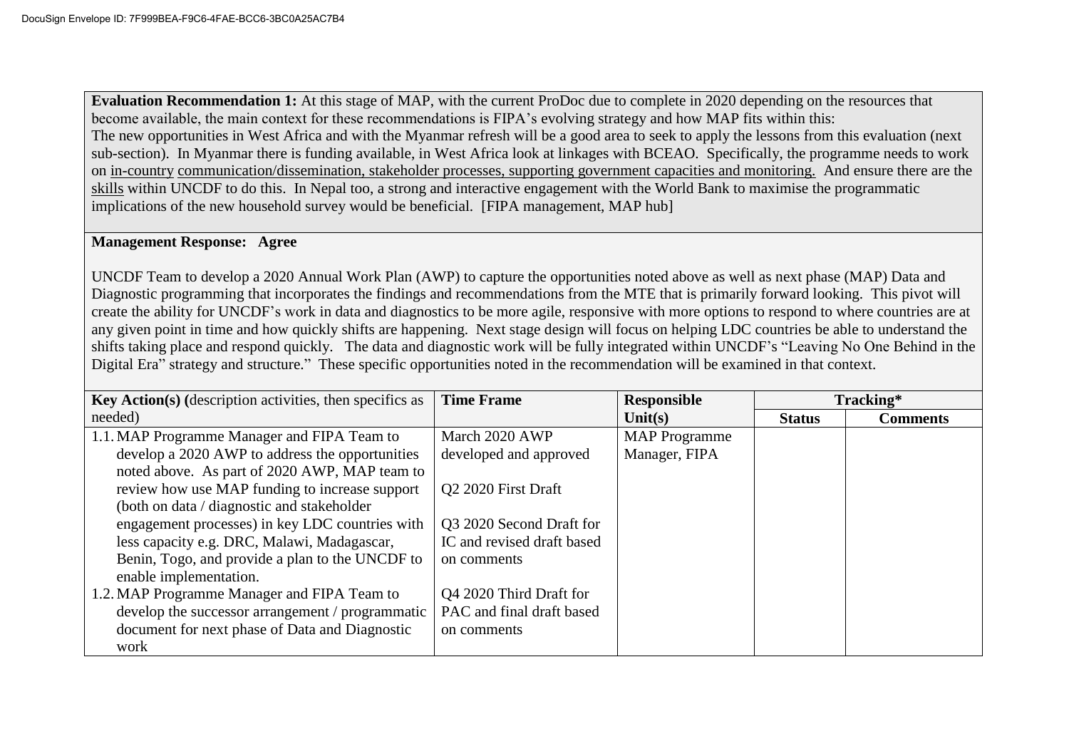**Evaluation Recommendation 1:** At this stage of MAP, with the current ProDoc due to complete in 2020 depending on the resources that become available, the main context for these recommendations is FIPA's evolving strategy and how MAP fits within this:
The new opportunities in West Africa and with the Myanmar refresh will be a good area to seek to apply the lessons from this evaluation (next sub-section). In Myanmar there is funding available, in West Africa look at linkages with BCEAO. Specifically, the programme needs to work on in-country communication/dissemination, stakeholder processes, supporting government capacities and monitoring. And ensure there are the skills within UNCDF to do this. In Nepal too, a strong and interactive engagement with the World Bank to maximise the programmatic implications of the new household survey would be beneficial. [FIPA management, MAP hub]

**Management Response: Agree**

UNCDF Team to develop a 2020 Annual Work Plan (AWP) to capture the opportunities noted above as well as next phase (MAP) Data and Diagnostic programming that incorporates the findings and recommendations from the MTE that is primarily forward looking. This pivot will create the ability for UNCDF's work in data and diagnostics to be more agile, responsive with more options to respond to where countries are at any given point in time and how quickly shifts are happening. Next stage design will focus on helping LDC countries be able to understand the shifts taking place and respond quickly. The data and diagnostic work will be fully integrated within UNCDF's "Leaving No One Behind in the Digital Era" strategy and structure." These specific opportunities noted in the recommendation will be examined in that context.

| **Key Action(s) (**description activities, then specifics as needed) | **Time Frame** | **Responsible Unit(s)** | **Tracking*** | |
|---|---|---|---|---|
| | | | **Status** | **Comments** |
| 1.1. MAP Programme Manager and FIPA Team to develop a 2020 AWP to address the opportunities noted above. As part of 2020 AWP, MAP team to review how use MAP funding to increase support (both on data / diagnostic and stakeholder engagement processes) in key LDC countries with less capacity e.g. DRC, Malawi, Madagascar, Benin, Togo, and provide a plan to the UNCDF to enable implementation.<br>1.2. MAP Programme Manager and FIPA Team to develop the successor arrangement / programmatic document for next phase of Data and Diagnostic work | March 2020 AWP developed and approved<br><br>Q2 2020 First Draft<br><br>Q3 2020 Second Draft for IC and revised draft based on comments<br><br>Q4 2020 Third Draft for PAC and final draft based on comments | MAP Programme Manager, FIPA | | |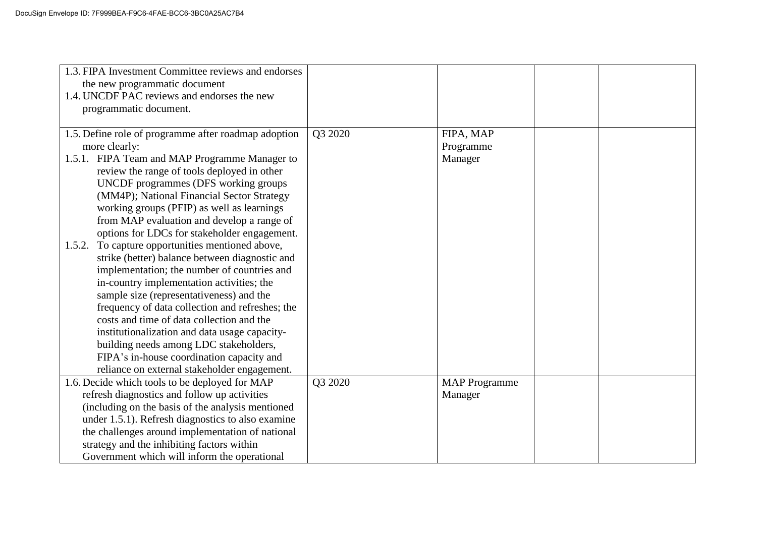| | | | | |
|---|---|---|---|---|
| 1.3. FIPA Investment Committee reviews and endorses the new programmatic document<br>1.4. UNCDF PAC reviews and endorses the new programmatic document. | | | | |
| 1.5. Define role of programme after roadmap adoption more clearly:<br>1.5.1. FIPA Team and MAP Programme Manager to review the range of tools deployed in other UNCDF programmes (DFS working groups (MM4P); National Financial Sector Strategy working groups (PFIP) as well as learnings from MAP evaluation and develop a range of options for LDCs for stakeholder engagement.<br>1.5.2. To capture opportunities mentioned above, strike (better) balance between diagnostic and implementation; the number of countries and in-country implementation activities; the sample size (representativeness) and the frequency of data collection and refreshes; the costs and time of data collection and the institutionalization and data usage capacity-building needs among LDC stakeholders, FIPA's in-house coordination capacity and reliance on external stakeholder engagement. | Q3 2020 | FIPA, MAP Programme Manager | | |
| 1.6. Decide which tools to be deployed for MAP refresh diagnostics and follow up activities (including on the basis of the analysis mentioned under 1.5.1). Refresh diagnostics to also examine the challenges around implementation of national strategy and the inhibiting factors within Government which will inform the operational | Q3 2020 | MAP Programme Manager | | |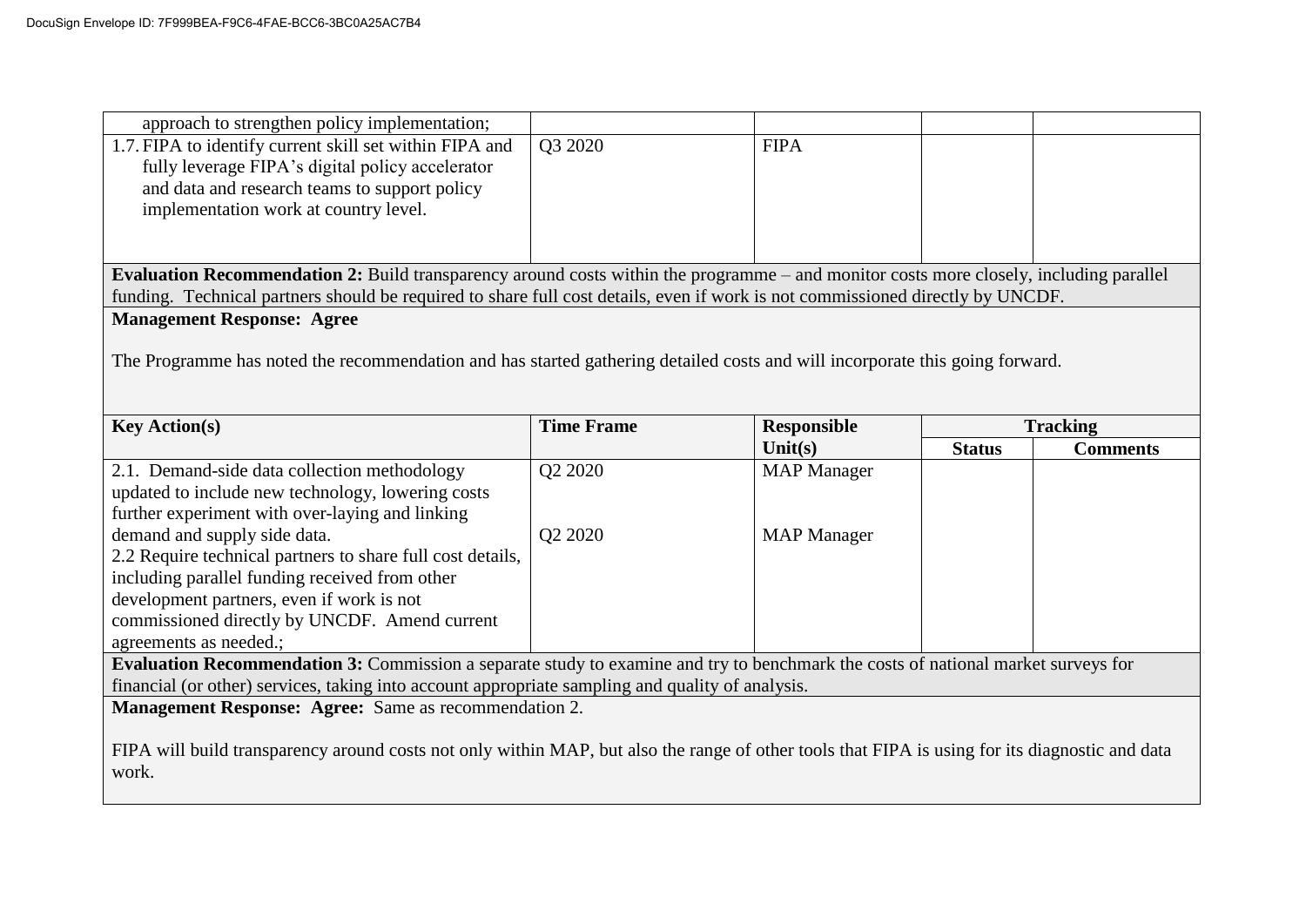DocuSign Envelope ID: 7F999BEA-F9C6-4FAE-BCC6-3BC0A25AC7B4

| | | | | |
|---|---|---|---|---|
| approach to strengthen policy implementation; | | | | |
| 1.7. FIPA to identify current skill set within FIPA and fully leverage FIPA's digital policy accelerator and data and research teams to support policy implementation work at country level. | Q3 2020 | FIPA | | |

**Evaluation Recommendation 2:** Build transparency around costs within the programme – and monitor costs more closely, including parallel funding. Technical partners should be required to share full cost details, even if work is not commissioned directly by UNCDF.

**Management Response: Agree**

The Programme has noted the recommendation and has started gathering detailed costs and will incorporate this going forward.

| Key Action(s) | Time Frame | Responsible Unit(s) | Tracking | |
|---|---|---|---|---|
| | | | **Status** | **Comments** |
| 2.1. Demand-side data collection methodology updated to include new technology, lowering costs further experiment with over-laying and linking demand and supply side data. | Q2 2020 | MAP Manager | | |
| 2.2 Require technical partners to share full cost details, including parallel funding received from other development partners, even if work is not commissioned directly by UNCDF. Amend current agreements as needed.; | Q2 2020 | MAP Manager | | |

**Evaluation Recommendation 3:** Commission a separate study to examine and try to benchmark the costs of national market surveys for financial (or other) services, taking into account appropriate sampling and quality of analysis.

**Management Response: Agree:** Same as recommendation 2.

FIPA will build transparency around costs not only within MAP, but also the range of other tools that FIPA is using for its diagnostic and data work.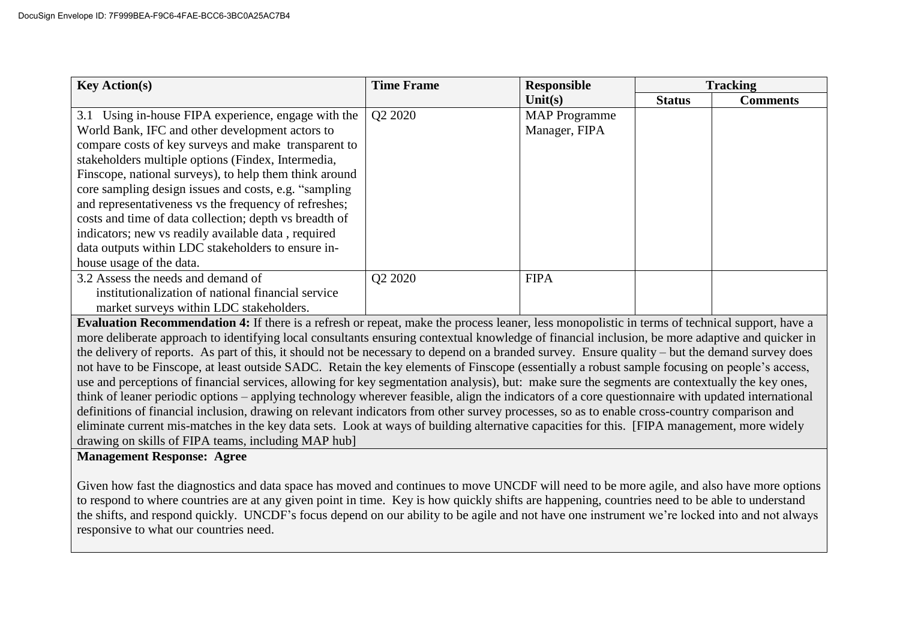| Key Action(s) | Time Frame | Responsible Unit(s) | Tracking | |
|---|---|---|---|---|
| | | | Status | Comments |
| 3.1 Using in-house FIPA experience, engage with the World Bank, IFC and other development actors to compare costs of key surveys and make transparent to stakeholders multiple options (Findex, Intermedia, Finscope, national surveys), to help them think around core sampling design issues and costs, e.g. "sampling and representativeness vs the frequency of refreshes; costs and time of data collection; depth vs breadth of indicators; new vs readily available data , required data outputs within LDC stakeholders to ensure in-house usage of the data. | Q2 2020 | MAP Programme Manager, FIPA | | |
| 3.2 Assess the needs and demand of institutionalization of national financial service market surveys within LDC stakeholders. | Q2 2020 | FIPA | | |

**Evaluation Recommendation 4:** If there is a refresh or repeat, make the process leaner, less monopolistic in terms of technical support, have a more deliberate approach to identifying local consultants ensuring contextual knowledge of financial inclusion, be more adaptive and quicker in the delivery of reports. As part of this, it should not be necessary to depend on a branded survey. Ensure quality – but the demand survey does not have to be Finscope, at least outside SADC. Retain the key elements of Finscope (essentially a robust sample focusing on people's access, use and perceptions of financial services, allowing for key segmentation analysis), but: make sure the segments are contextually the key ones, think of leaner periodic options – applying technology wherever feasible, align the indicators of a core questionnaire with updated international definitions of financial inclusion, drawing on relevant indicators from other survey processes, so as to enable cross-country comparison and eliminate current mis-matches in the key data sets. Look at ways of building alternative capacities for this. [FIPA management, more widely drawing on skills of FIPA teams, including MAP hub]

**Management Response: Agree**

Given how fast the diagnostics and data space has moved and continues to move UNCDF will need to be more agile, and also have more options to respond to where countries are at any given point in time. Key is how quickly shifts are happening, countries need to be able to understand the shifts, and respond quickly. UNCDF's focus depend on our ability to be agile and not have one instrument we're locked into and not always responsive to what our countries need.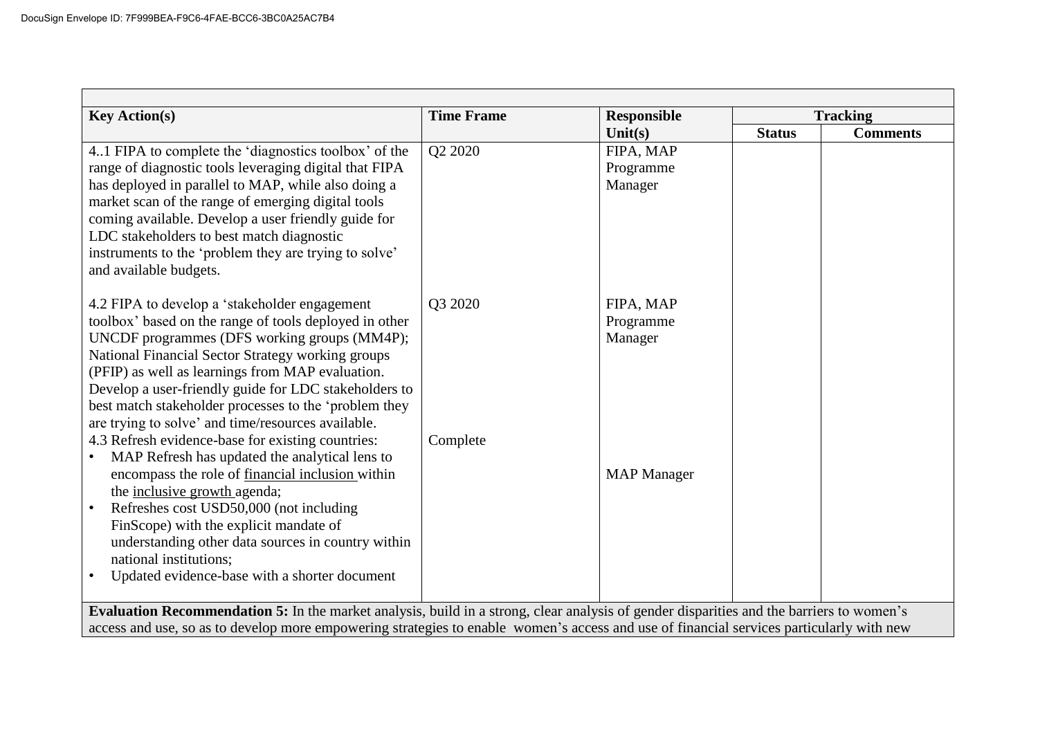| Key Action(s) | Time Frame | Responsible Unit(s) | Tracking | |
|---|---|---|---|---|
| | | | Status | Comments |
| 4..1 FIPA to complete the 'diagnostics toolbox' of the range of diagnostic tools leveraging digital that FIPA has deployed in parallel to MAP, while also doing a market scan of the range of emerging digital tools coming available. Develop a user friendly guide for LDC stakeholders to best match diagnostic instruments to the 'problem they are trying to solve' and available budgets. | Q2 2020 | FIPA, MAP Programme Manager | | |
| 4.2 FIPA to develop a 'stakeholder engagement toolbox' based on the range of tools deployed in other UNCDF programmes (DFS working groups (MM4P); National Financial Sector Strategy working groups (PFIP) as well as learnings from MAP evaluation. Develop a user-friendly guide for LDC stakeholders to best match stakeholder processes to the 'problem they are trying to solve' and time/resources available. | Q3 2020 | FIPA, MAP Programme Manager | | |
| 4.3 Refresh evidence-base for existing countries: • MAP Refresh has updated the analytical lens to encompass the role of financial inclusion within the inclusive growth agenda; • Refreshes cost USD50,000 (not including FinScope) with the explicit mandate of understanding other data sources in country within national institutions; • Updated evidence-base with a shorter document | Complete | MAP Manager | | |
| **Evaluation Recommendation 5:** In the market analysis, build in a strong, clear analysis of gender disparities and the barriers to women's access and use, so as to develop more empowering strategies to enable women's access and use of financial services particularly with new | | | | |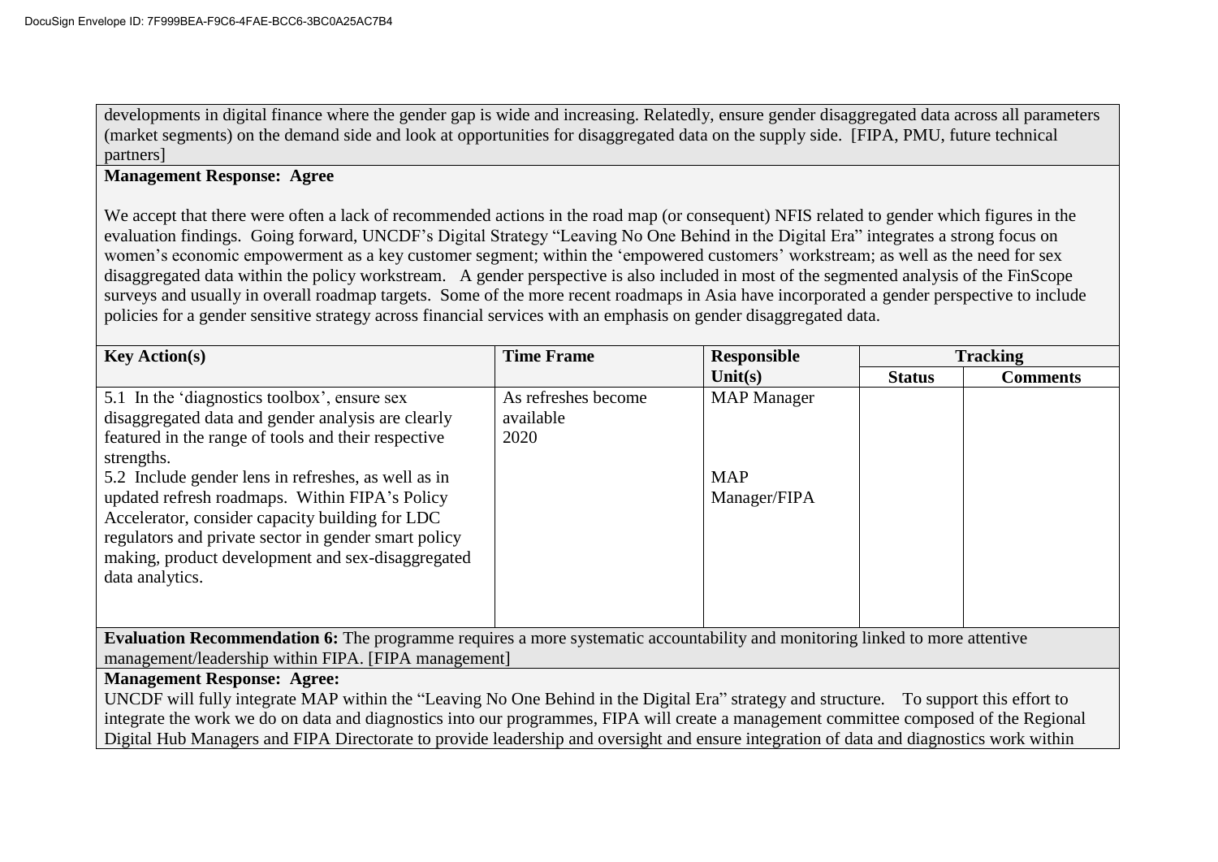developments in digital finance where the gender gap is wide and increasing. Relatedly, ensure gender disaggregated data across all parameters (market segments) on the demand side and look at opportunities for disaggregated data on the supply side. [FIPA, PMU, future technical partners]

**Management Response: Agree**

We accept that there were often a lack of recommended actions in the road map (or consequent) NFIS related to gender which figures in the evaluation findings. Going forward, UNCDF's Digital Strategy "Leaving No One Behind in the Digital Era" integrates a strong focus on women's economic empowerment as a key customer segment; within the 'empowered customers' workstream; as well as the need for sex disaggregated data within the policy workstream. A gender perspective is also included in most of the segmented analysis of the FinScope surveys and usually in overall roadmap targets. Some of the more recent roadmaps in Asia have incorporated a gender perspective to include policies for a gender sensitive strategy across financial services with an emphasis on gender disaggregated data.

| Key Action(s) | Time Frame | Responsible Unit(s) | Tracking | |
|---|---|---|---|---|
| | | | Status | Comments |
| 5.1 In the 'diagnostics toolbox', ensure sex disaggregated data and gender analysis are clearly featured in the range of tools and their respective strengths. | As refreshes become available 2020 | MAP Manager | | |
| 5.2 Include gender lens in refreshes, as well as in updated refresh roadmaps. Within FIPA's Policy Accelerator, consider capacity building for LDC regulators and private sector in gender smart policy making, product development and sex-disaggregated data analytics. | | MAP Manager/FIPA | | |

**Evaluation Recommendation 6:** The programme requires a more systematic accountability and monitoring linked to more attentive management/leadership within FIPA. [FIPA management]

**Management Response: Agree:**

UNCDF will fully integrate MAP within the "Leaving No One Behind in the Digital Era" strategy and structure. To support this effort to integrate the work we do on data and diagnostics into our programmes, FIPA will create a management committee composed of the Regional Digital Hub Managers and FIPA Directorate to provide leadership and oversight and ensure integration of data and diagnostics work within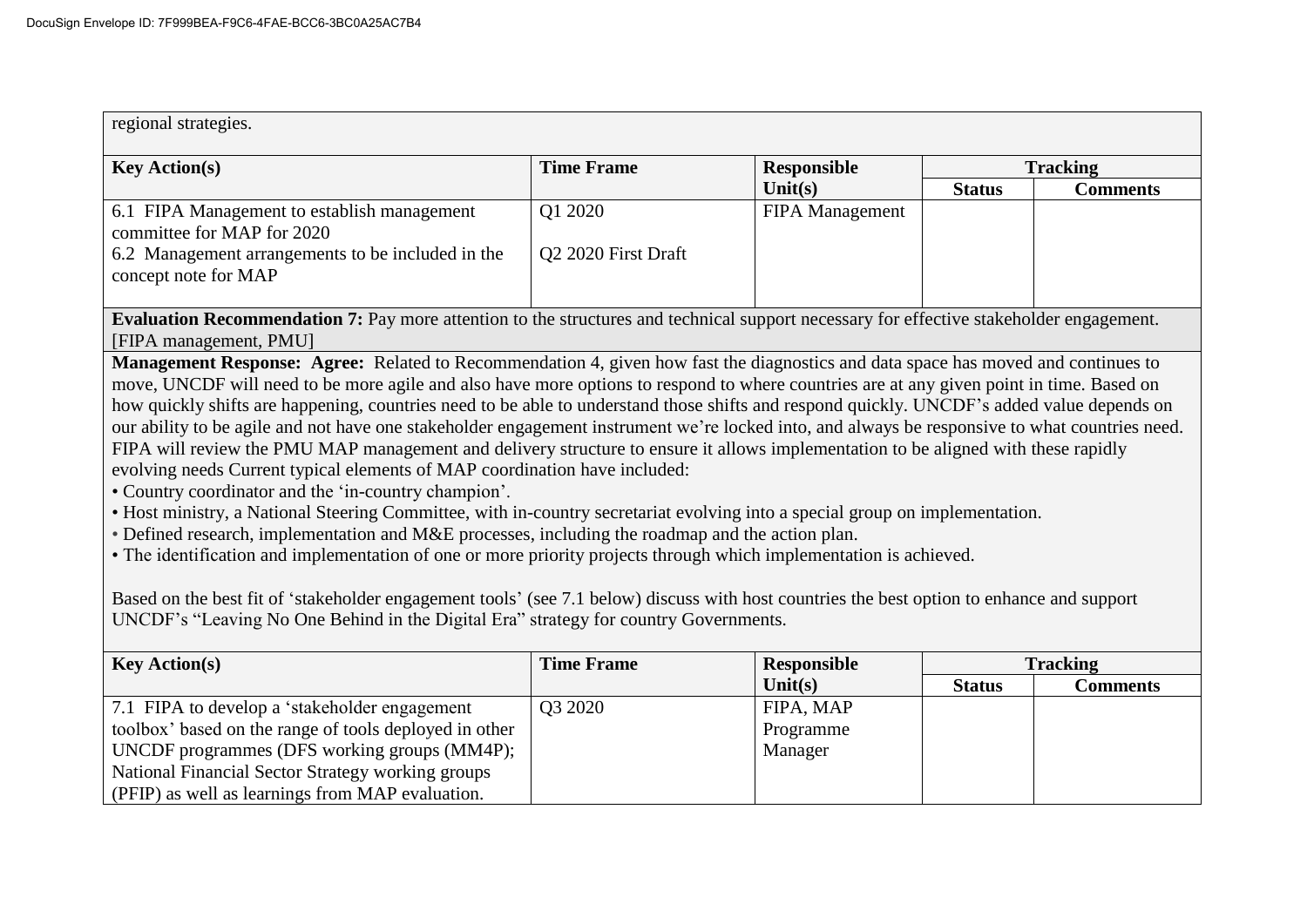regional strategies.

| Key Action(s) | Time Frame | Responsible Unit(s) | Tracking | |
|---|---|---|---|---|
| | | | Status | Comments |
| 6.1 FIPA Management to establish management committee for MAP for 2020<br>6.2 Management arrangements to be included in the concept note for MAP | Q1 2020<br><br>Q2 2020 First Draft | FIPA Management | | |

**Evaluation Recommendation 7:** Pay more attention to the structures and technical support necessary for effective stakeholder engagement. [FIPA management, PMU]

**Management Response: Agree:** Related to Recommendation 4, given how fast the diagnostics and data space has moved and continues to move, UNCDF will need to be more agile and also have more options to respond to where countries are at any given point in time. Based on how quickly shifts are happening, countries need to be able to understand those shifts and respond quickly. UNCDF's added value depends on our ability to be agile and not have one stakeholder engagement instrument we're locked into, and always be responsive to what countries need. FIPA will review the PMU MAP management and delivery structure to ensure it allows implementation to be aligned with these rapidly evolving needs Current typical elements of MAP coordination have included:

- Country coordinator and the 'in-country champion'.
- Host ministry, a National Steering Committee, with in-country secretariat evolving into a special group on implementation.
- Defined research, implementation and M&E processes, including the roadmap and the action plan.
- The identification and implementation of one or more priority projects through which implementation is achieved.

Based on the best fit of 'stakeholder engagement tools' (see 7.1 below) discuss with host countries the best option to enhance and support UNCDF's "Leaving No One Behind in the Digital Era" strategy for country Governments.

| Key Action(s) | Time Frame | Responsible Unit(s) | Tracking | |
|---|---|---|---|---|
| | | | Status | Comments |
| 7.1 FIPA to develop a 'stakeholder engagement toolbox' based on the range of tools deployed in other UNCDF programmes (DFS working groups (MM4P); National Financial Sector Strategy working groups (PFIP) as well as learnings from MAP evaluation. | Q3 2020 | FIPA, MAP Programme Manager | | |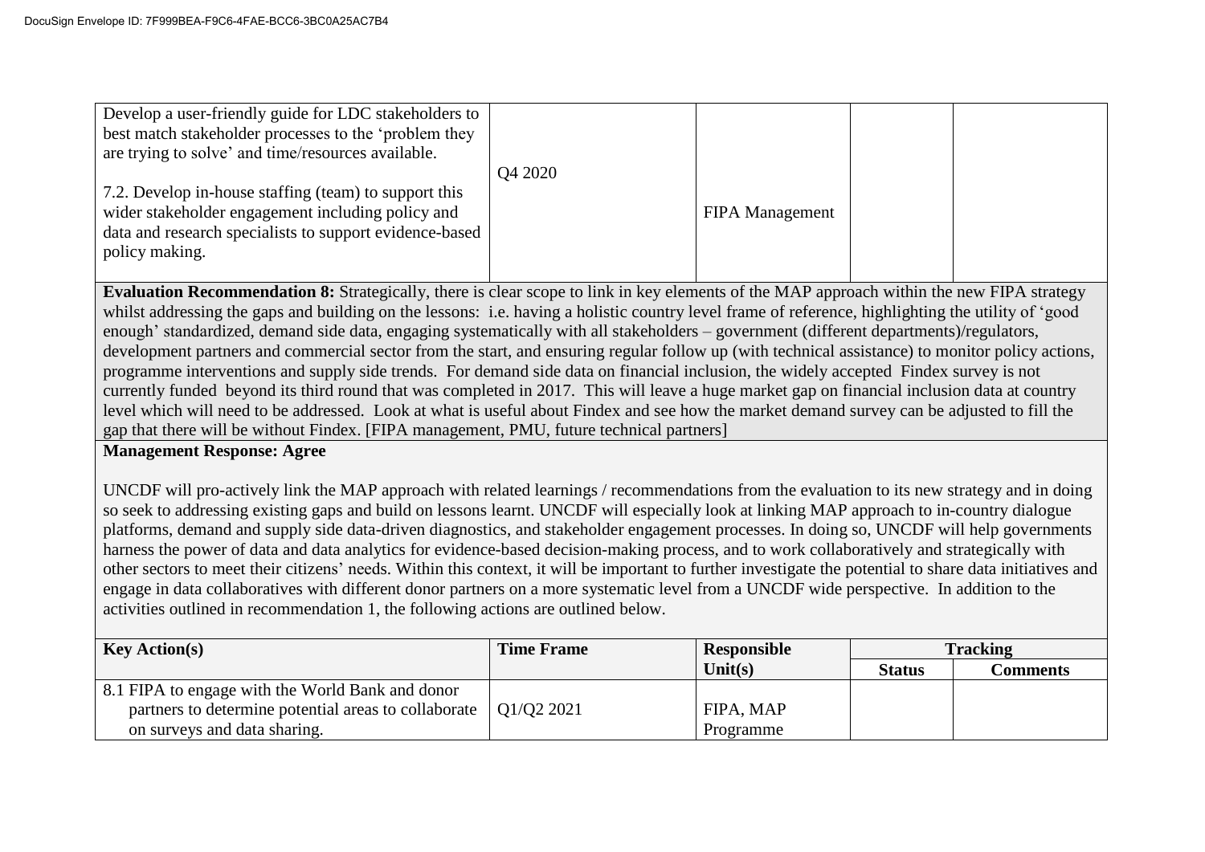DocuSign Envelope ID: 7F999BEA-F9C6-4FAE-BCC6-3BC0A25AC7B4

| | | | | |
|---|---|---|---|---|
| Develop a user-friendly guide for LDC stakeholders to best match stakeholder processes to the 'problem they are trying to solve' and time/resources available.<br><br>7.2. Develop in-house staffing (team) to support this wider stakeholder engagement including policy and data and research specialists to support evidence-based policy making. | Q4 2020 | FIPA Management | | |

**Evaluation Recommendation 8:** Strategically, there is clear scope to link in key elements of the MAP approach within the new FIPA strategy whilst addressing the gaps and building on the lessons: i.e. having a holistic country level frame of reference, highlighting the utility of 'good enough' standardized, demand side data, engaging systematically with all stakeholders – government (different departments)/regulators, development partners and commercial sector from the start, and ensuring regular follow up (with technical assistance) to monitor policy actions, programme interventions and supply side trends. For demand side data on financial inclusion, the widely accepted Findex survey is not currently funded beyond its third round that was completed in 2017. This will leave a huge market gap on financial inclusion data at country level which will need to be addressed. Look at what is useful about Findex and see how the market demand survey can be adjusted to fill the gap that there will be without Findex. [FIPA management, PMU, future technical partners]

**Management Response: Agree**

UNCDF will pro-actively link the MAP approach with related learnings / recommendations from the evaluation to its new strategy and in doing so seek to addressing existing gaps and build on lessons learnt. UNCDF will especially look at linking MAP approach to in-country dialogue platforms, demand and supply side data-driven diagnostics, and stakeholder engagement processes. In doing so, UNCDF will help governments harness the power of data and data analytics for evidence-based decision-making process, and to work collaboratively and strategically with other sectors to meet their citizens' needs. Within this context, it will be important to further investigate the potential to share data initiatives and engage in data collaboratives with different donor partners on a more systematic level from a UNCDF wide perspective. In addition to the activities outlined in recommendation 1, the following actions are outlined below.

| Key Action(s) | Time Frame | Responsible Unit(s) | Tracking | |
|---|---|---|---|---|
| | | | Status | Comments |
| 8.1 FIPA to engage with the World Bank and donor partners to determine potential areas to collaborate on surveys and data sharing. | Q1/Q2 2021 | FIPA, MAP Programme | | |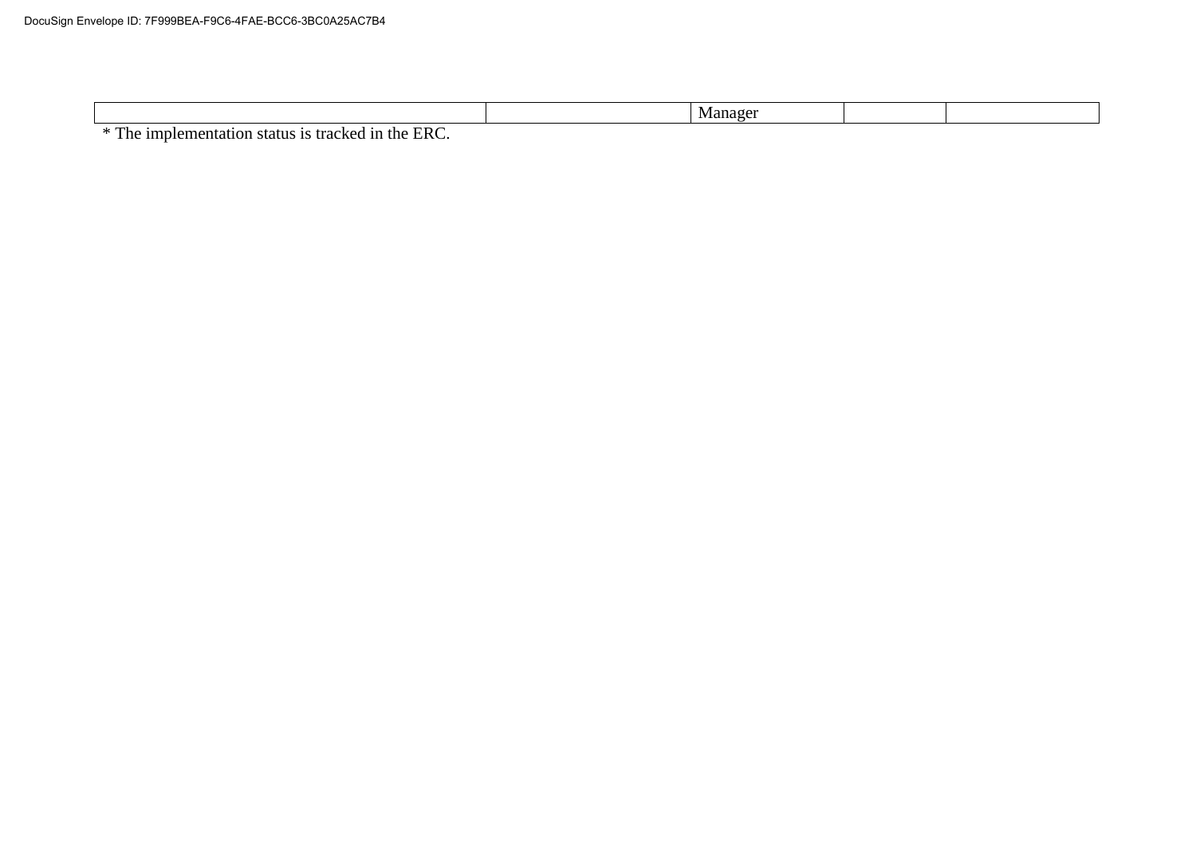| | | | | |
|---|---|---|---|---|
| | | Manager | | |

* The implementation status is tracked in the ERC.